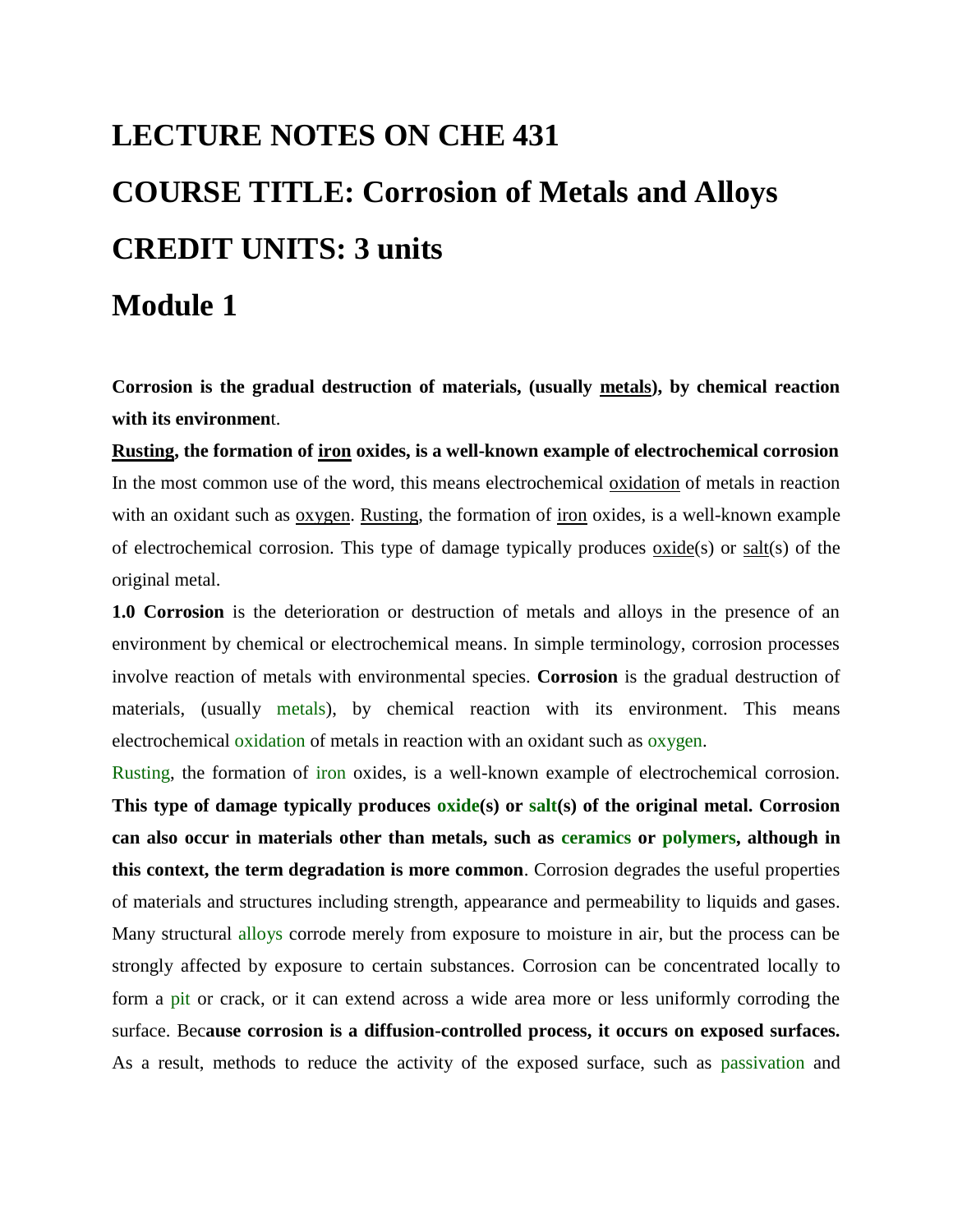# LECTURE NOTES ON CHE 431

# COURSE TITLE: Corrosion of Metals and Alloys

# CREDIT UNITS: 3 units

# Module 1

**Corrosion is the gradual destruction of materials, (usually metals), by chemical reaction with its environmen**t.

**Rusting, the formation of iron oxides, is a well-known example of electrochemical corrosion** In the most common use of the word, this means electrochemical oxidation of metals in reaction with an oxidant such as oxygen. Rusting, the formation of iron oxides, is a well-known example of electrochemical corrosion. This type of damage typically produces oxide(s) or salt(s) of the original metal.

**1.0 Corrosion** is the deterioration or destruction of metals and alloys in the presence of an environment by chemical or electrochemical means. In simple terminology, corrosion processes involve reaction of metals with environmental species. **Corrosion** is the gradual destruction of materials, (usually metals), by chemical reaction with its environment. This means electrochemical oxidation of metals in reaction with an oxidant such as oxygen.

Rusting, the formation of iron oxides, is a well-known example of electrochemical corrosion. **This type of damage typically produces oxide(s) or salt(s) of the original metal. Corrosion can also occur in materials other than metals, such as ceramics or polymers, although in this context, the term degradation is more common**. Corrosion degrades the useful properties of materials and structures including strength, appearance and permeability to liquids and gases. Many structural alloys corrode merely from exposure to moisture in air, but the process can be strongly affected by exposure to certain substances. Corrosion can be concentrated locally to form a pit or crack, or it can extend across a wide area more or less uniformly corroding the surface. Bec**ause corrosion is a diffusion-controlled process, it occurs on exposed surfaces.** As a result, methods to reduce the activity of the exposed surface, such as passivation and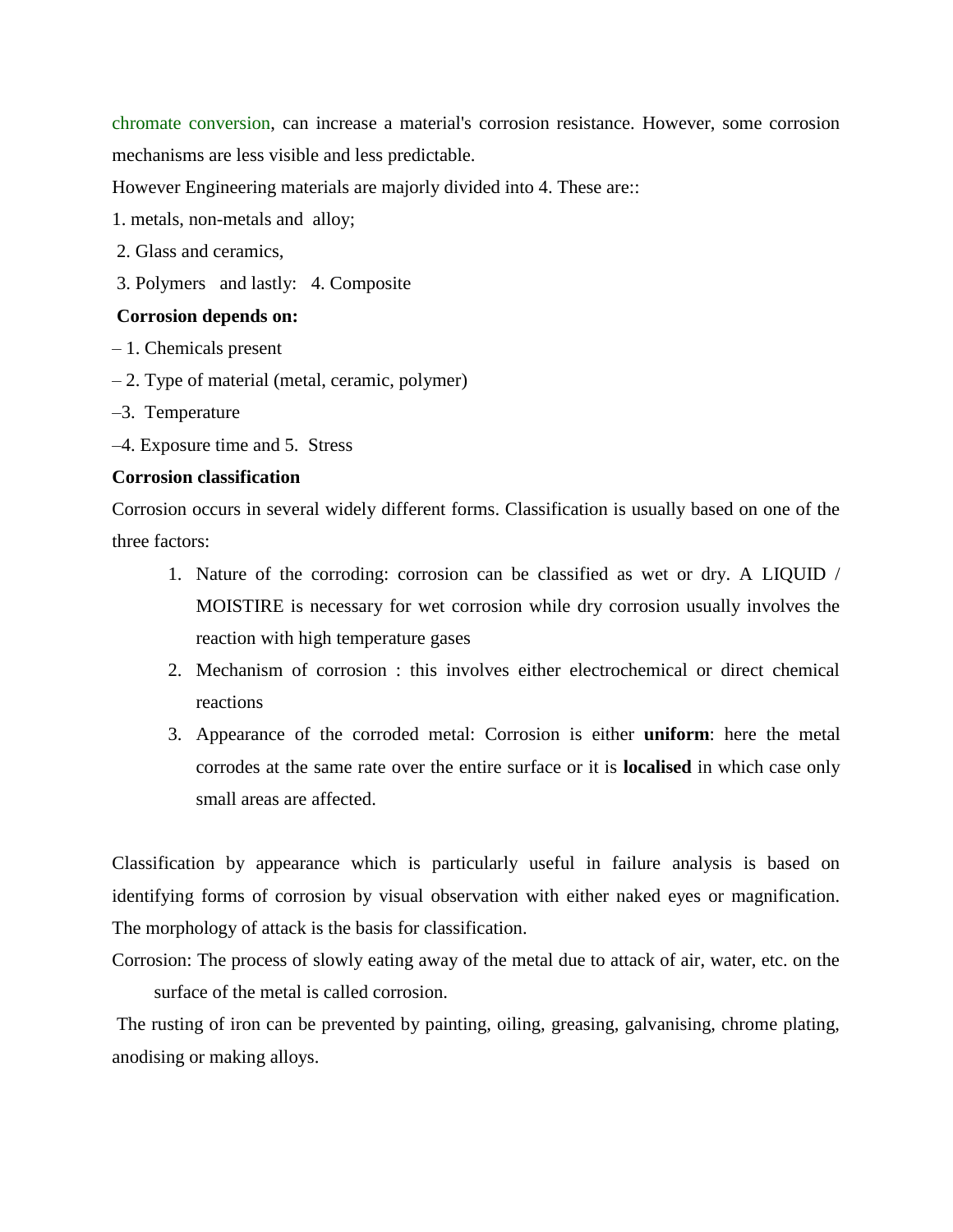chromate conversion, can increase a material's corrosion resistance. However, some corrosion mechanisms are less visible and less predictable.

However Engineering materials are majorly divided into 4. These are::

1. metals, non-metals and alloy;
2. Glass and ceramics,
3. Polymers and lastly: 4. Composite

**Corrosion depends on:**

– 1. Chemicals present

– 2. Type of material (metal, ceramic, polymer)

–3. Temperature

–4. Exposure time and 5. Stress

**Corrosion classification**

Corrosion occurs in several widely different forms. Classification is usually based on one of the three factors:

1. Nature of the corroding: corrosion can be classified as wet or dry. A LIQUID / MOISTIRE is necessary for wet corrosion while dry corrosion usually involves the reaction with high temperature gases
2. Mechanism of corrosion : this involves either electrochemical or direct chemical reactions
3. Appearance of the corroded metal: Corrosion is either **uniform**: here the metal corrodes at the same rate over the entire surface or it is **localised** in which case only small areas are affected.

Classification by appearance which is particularly useful in failure analysis is based on identifying forms of corrosion by visual observation with either naked eyes or magnification. The morphology of attack is the basis for classification.

Corrosion: The process of slowly eating away of the metal due to attack of air, water, etc. on the surface of the metal is called corrosion.

The rusting of iron can be prevented by painting, oiling, greasing, galvanising, chrome plating, anodising or making alloys.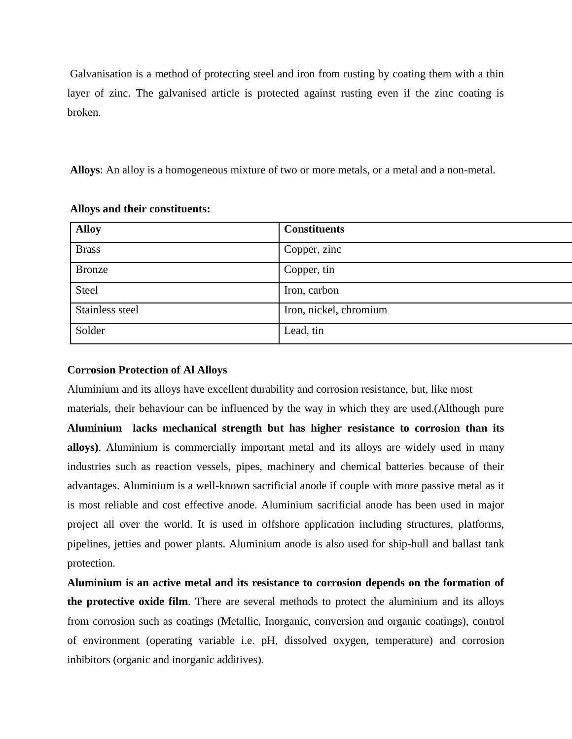Galvanisation is a method of protecting steel and iron from rusting by coating them with a thin layer of zinc. The galvanised article is protected against rusting even if the zinc coating is broken.

**Alloys**: An alloy is a homogeneous mixture of two or more metals, or a metal and a non-metal.

**Alloys and their constituents:**

| **Alloy** | **Constituents** |
| --- | --- |
| Brass | Copper, zinc |
| Bronze | Copper, tin |
| Steel | Iron, carbon |
| Stainless steel | Iron, nickel, chromium |
| Solder | Lead, tin |

**Corrosion Protection of Al Alloys**

Aluminium and its alloys have excellent durability and corrosion resistance, but, like most materials, their behaviour can be influenced by the way in which they are used.(Although pure **Aluminium lacks mechanical strength but has higher resistance to corrosion than its alloys)**. Aluminium is commercially important metal and its alloys are widely used in many industries such as reaction vessels, pipes, machinery and chemical batteries because of their advantages. Aluminium is a well-known sacrificial anode if couple with more passive metal as it is most reliable and cost effective anode. Aluminium sacrificial anode has been used in major project all over the world. It is used in offshore application including structures, platforms, pipelines, jetties and power plants. Aluminium anode is also used for ship-hull and ballast tank protection.

**Aluminium is an active metal and its resistance to corrosion depends on the formation of the protective oxide film**. There are several methods to protect the aluminium and its alloys from corrosion such as coatings (Metallic, Inorganic, conversion and organic coatings), control of environment (operating variable i.e. pH, dissolved oxygen, temperature) and corrosion inhibitors (organic and inorganic additives).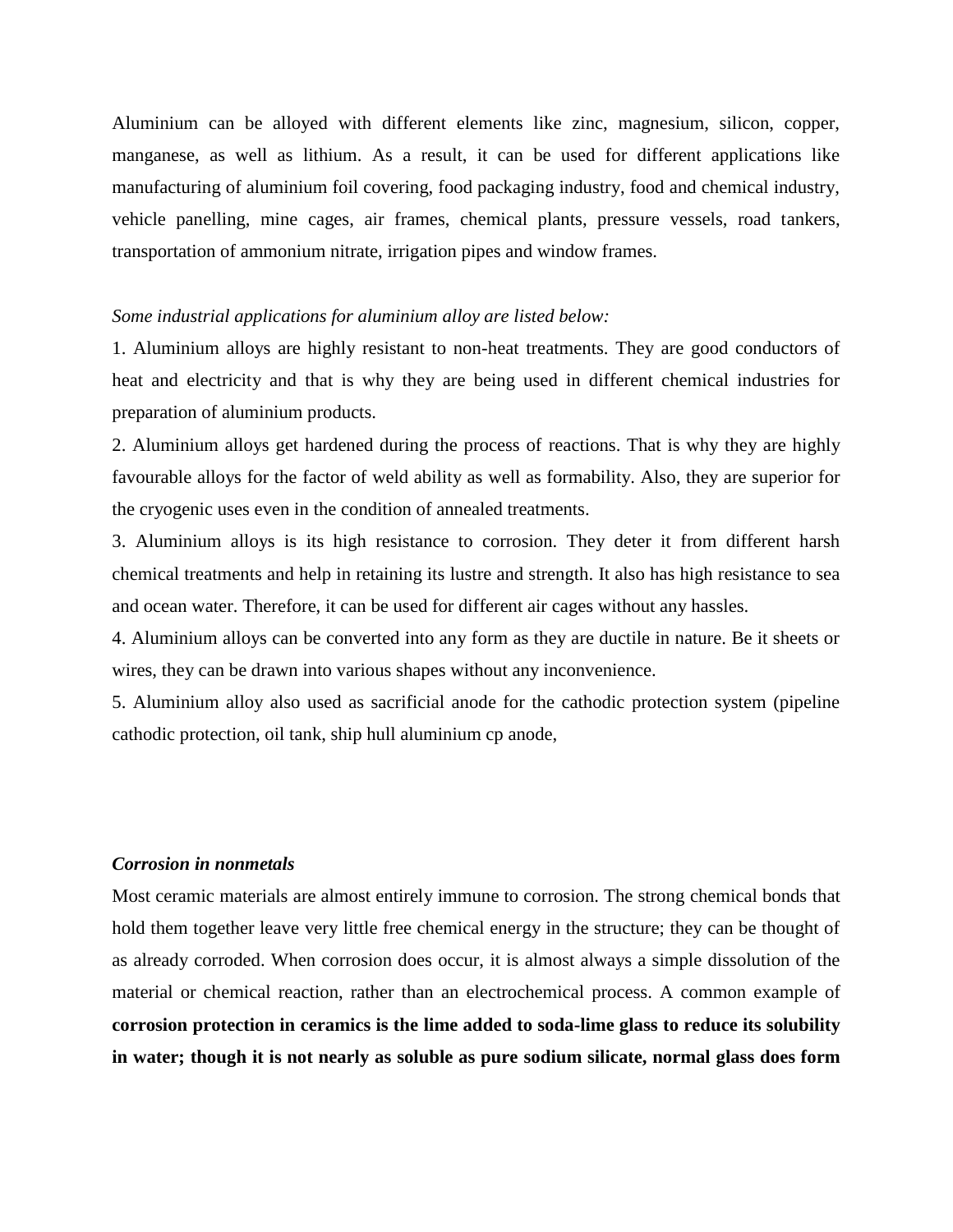Aluminium can be alloyed with different elements like zinc, magnesium, silicon, copper, manganese, as well as lithium. As a result, it can be used for different applications like manufacturing of aluminium foil covering, food packaging industry, food and chemical industry, vehicle panelling, mine cages, air frames, chemical plants, pressure vessels, road tankers, transportation of ammonium nitrate, irrigation pipes and window frames.

*Some industrial applications for aluminium alloy are listed below:*

1. Aluminium alloys are highly resistant to non-heat treatments. They are good conductors of heat and electricity and that is why they are being used in different chemical industries for preparation of aluminium products.
2. Aluminium alloys get hardened during the process of reactions. That is why they are highly favourable alloys for the factor of weld ability as well as formability. Also, they are superior for the cryogenic uses even in the condition of annealed treatments.
3. Aluminium alloys is its high resistance to corrosion. They deter it from different harsh chemical treatments and help in retaining its lustre and strength. It also has high resistance to sea and ocean water. Therefore, it can be used for different air cages without any hassles.
4. Aluminium alloys can be converted into any form as they are ductile in nature. Be it sheets or wires, they can be drawn into various shapes without any inconvenience.
5. Aluminium alloy also used as sacrificial anode for the cathodic protection system (pipeline cathodic protection, oil tank, ship hull aluminium cp anode,

***Corrosion in nonmetals***

Most ceramic materials are almost entirely immune to corrosion. The strong chemical bonds that hold them together leave very little free chemical energy in the structure; they can be thought of as already corroded. When corrosion does occur, it is almost always a simple dissolution of the material or chemical reaction, rather than an electrochemical process. A common example of **corrosion protection in ceramics is the lime added to soda-lime glass to reduce its solubility in water; though it is not nearly as soluble as pure sodium silicate, normal glass does form**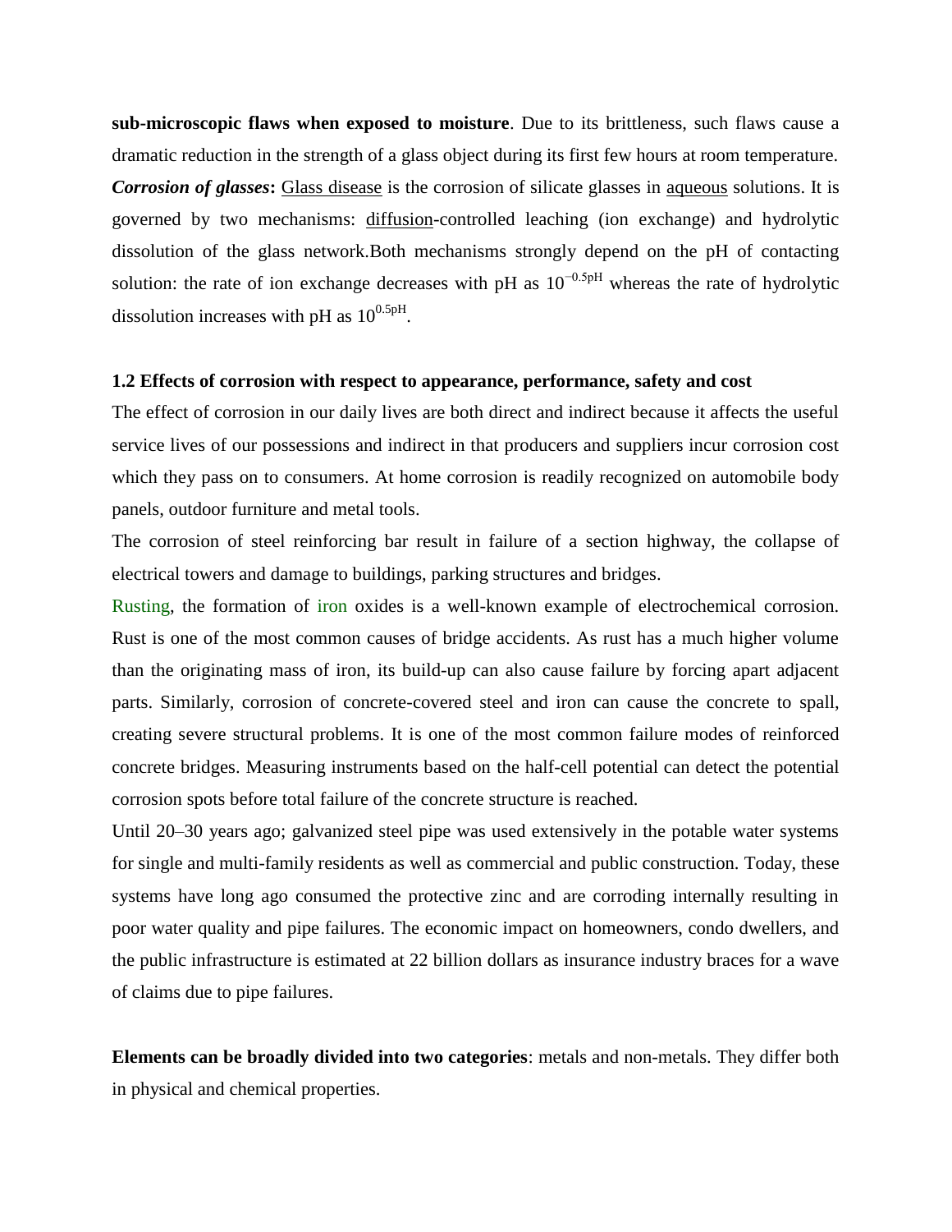**sub-microscopic flaws when exposed to moisture**. Due to its brittleness, such flaws cause a dramatic reduction in the strength of a glass object during its first few hours at room temperature.

***Corrosion of glasses*****:** Glass disease is the corrosion of silicate glasses in aqueous solutions. It is governed by two mechanisms: diffusion-controlled leaching (ion exchange) and hydrolytic dissolution of the glass network.Both mechanisms strongly depend on the pH of contacting solution: the rate of ion exchange decreases with pH as $10^{-0.5pH}$ whereas the rate of hydrolytic dissolution increases with pH as $10^{0.5pH}$.

### 1.2 Effects of corrosion with respect to appearance, performance, safety and cost

The effect of corrosion in our daily lives are both direct and indirect because it affects the useful service lives of our possessions and indirect in that producers and suppliers incur corrosion cost which they pass on to consumers. At home corrosion is readily recognized on automobile body panels, outdoor furniture and metal tools.

The corrosion of steel reinforcing bar result in failure of a section highway, the collapse of electrical towers and damage to buildings, parking structures and bridges.

Rusting, the formation of iron oxides is a well-known example of electrochemical corrosion. Rust is one of the most common causes of bridge accidents. As rust has a much higher volume than the originating mass of iron, its build-up can also cause failure by forcing apart adjacent parts. Similarly, corrosion of concrete-covered steel and iron can cause the concrete to spall, creating severe structural problems. It is one of the most common failure modes of reinforced concrete bridges. Measuring instruments based on the half-cell potential can detect the potential corrosion spots before total failure of the concrete structure is reached.

Until 20–30 years ago; galvanized steel pipe was used extensively in the potable water systems for single and multi-family residents as well as commercial and public construction. Today, these systems have long ago consumed the protective zinc and are corroding internally resulting in poor water quality and pipe failures. The economic impact on homeowners, condo dwellers, and the public infrastructure is estimated at 22 billion dollars as insurance industry braces for a wave of claims due to pipe failures.

**Elements can be broadly divided into two categories**: metals and non-metals. They differ both in physical and chemical properties.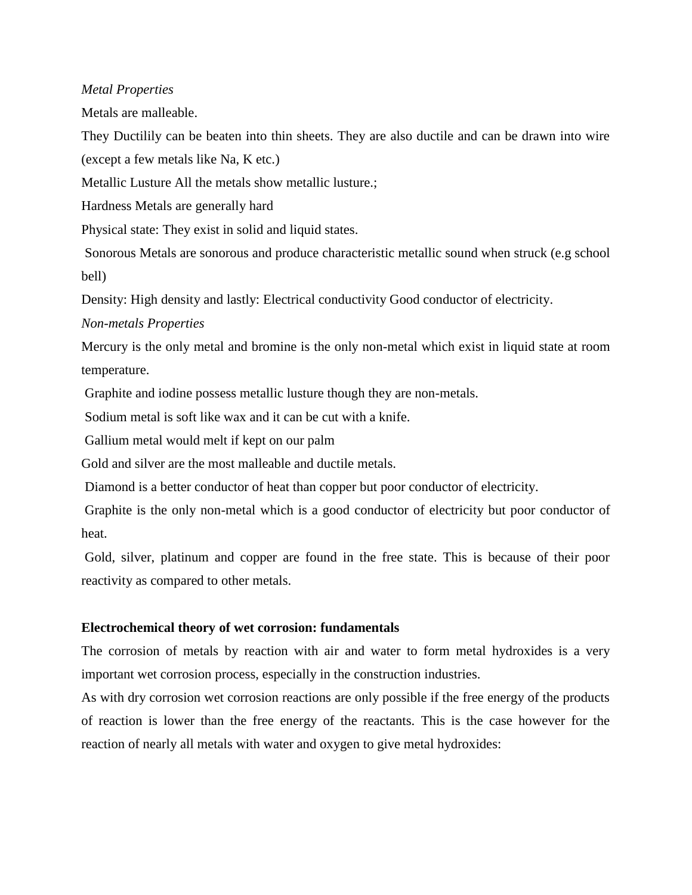*Metal Properties*

Metals are malleable.

They Ductilily can be beaten into thin sheets. They are also ductile and can be drawn into wire (except a few metals like Na, K etc.)

Metallic Lusture All the metals show metallic lusture.;

Hardness Metals are generally hard

Physical state: They exist in solid and liquid states.

Sonorous Metals are sonorous and produce characteristic metallic sound when struck (e.g school bell)

Density: High density and lastly: Electrical conductivity Good conductor of electricity.

*Non-metals Properties*

Mercury is the only metal and bromine is the only non-metal which exist in liquid state at room temperature.

Graphite and iodine possess metallic lusture though they are non-metals.

Sodium metal is soft like wax and it can be cut with a knife.

Gallium metal would melt if kept on our palm

Gold and silver are the most malleable and ductile metals.

Diamond is a better conductor of heat than copper but poor conductor of electricity.

Graphite is the only non-metal which is a good conductor of electricity but poor conductor of heat.

Gold, silver, platinum and copper are found in the free state. This is because of their poor reactivity as compared to other metals.

**Electrochemical theory of wet corrosion: fundamentals**

The corrosion of metals by reaction with air and water to form metal hydroxides is a very important wet corrosion process, especially in the construction industries.

As with dry corrosion wet corrosion reactions are only possible if the free energy of the products of reaction is lower than the free energy of the reactants. This is the case however for the reaction of nearly all metals with water and oxygen to give metal hydroxides: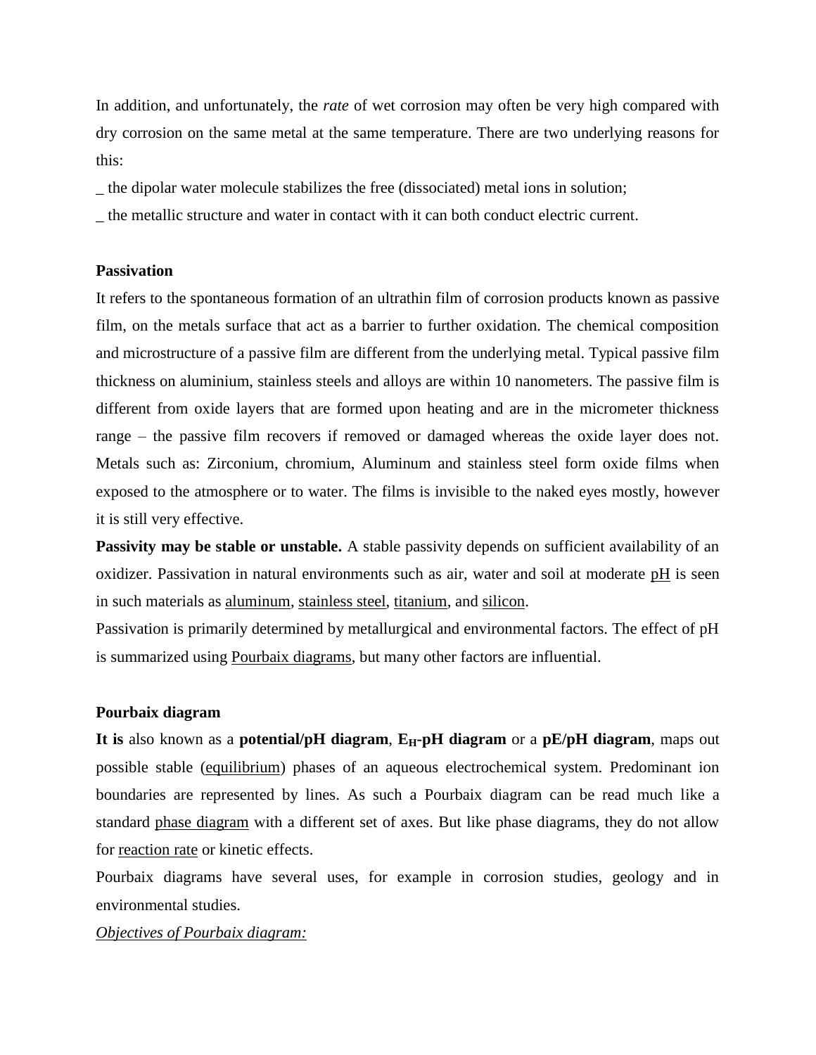In addition, and unfortunately, the *rate* of wet corrosion may often be very high compared with dry corrosion on the same metal at the same temperature. There are two underlying reasons for this:

_ the dipolar water molecule stabilizes the free (dissociated) metal ions in solution;

_ the metallic structure and water in contact with it can both conduct electric current.

**Passivation**

It refers to the spontaneous formation of an ultrathin film of corrosion products known as passive film, on the metals surface that act as a barrier to further oxidation. The chemical composition and microstructure of a passive film are different from the underlying metal. Typical passive film thickness on aluminium, stainless steels and alloys are within 10 nanometers. The passive film is different from oxide layers that are formed upon heating and are in the micrometer thickness range – the passive film recovers if removed or damaged whereas the oxide layer does not. Metals such as: Zirconium, chromium, Aluminum and stainless steel form oxide films when exposed to the atmosphere or to water. The films is invisible to the naked eyes mostly, however it is still very effective.

**Passivity may be stable or unstable.** A stable passivity depends on sufficient availability of an oxidizer. Passivation in natural environments such as air, water and soil at moderate pH is seen in such materials as aluminum, stainless steel, titanium, and silicon.

Passivation is primarily determined by metallurgical and environmental factors. The effect of pH is summarized using Pourbaix diagrams, but many other factors are influential.

**Pourbaix diagram**

**It is** also known as a **potential/pH diagram**, **$E_H$-pH diagram** or a **pE/pH diagram**, maps out possible stable (equilibrium) phases of an aqueous electrochemical system. Predominant ion boundaries are represented by lines. As such a Pourbaix diagram can be read much like a standard phase diagram with a different set of axes. But like phase diagrams, they do not allow for reaction rate or kinetic effects.

Pourbaix diagrams have several uses, for example in corrosion studies, geology and in environmental studies.

*Objectives of Pourbaix diagram:*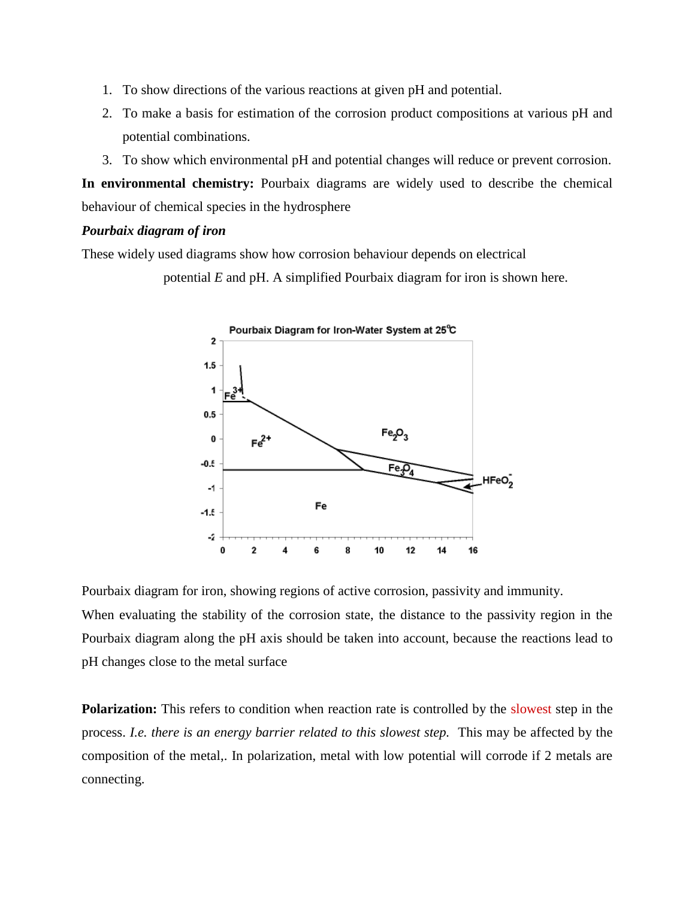1. To show directions of the various reactions at given pH and potential.
2. To make a basis for estimation of the corrosion product compositions at various pH and potential combinations.
3. To show which environmental pH and potential changes will reduce or prevent corrosion.

**In environmental chemistry:** Pourbaix diagrams are widely used to describe the chemical behaviour of chemical species in the hydrosphere

***Pourbaix diagram of iron***

These widely used diagrams show how corrosion behaviour depends on electrical potential *E* and pH. A simplified Pourbaix diagram for iron is shown here.

Pourbaix diagram for iron, showing regions of active corrosion, passivity and immunity.

When evaluating the stability of the corrosion state, the distance to the passivity region in the Pourbaix diagram along the pH axis should be taken into account, because the reactions lead to pH changes close to the metal surface

**Polarization:** This refers to condition when reaction rate is controlled by the slowest step in the process. *I.e. there is an energy barrier related to this slowest step.* This may be affected by the composition of the metal,. In polarization, metal with low potential will corrode if 2 metals are connecting.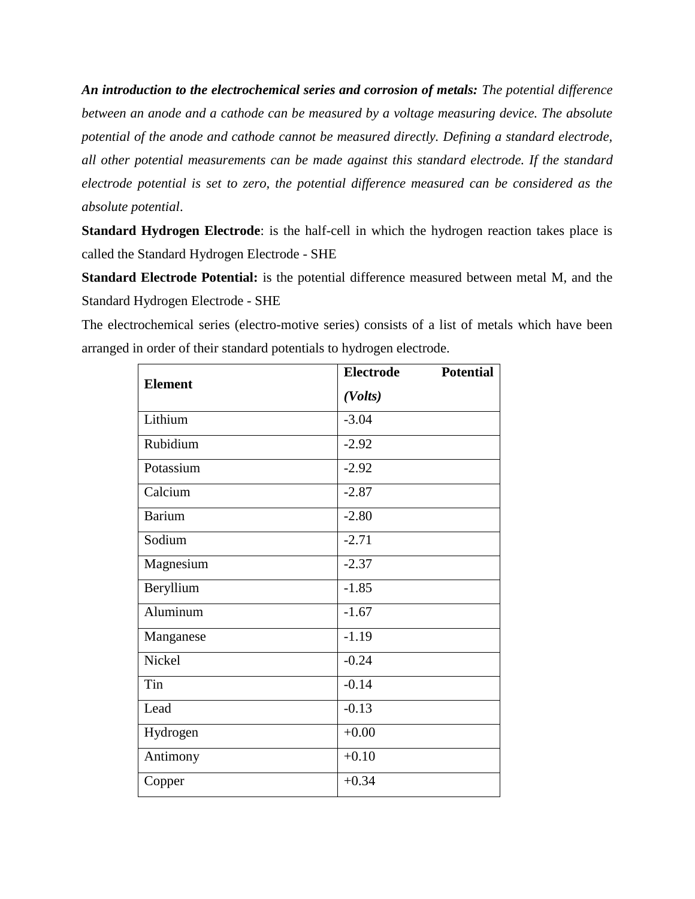***An introduction to the electrochemical series and corrosion of metals:*** *The potential difference between an anode and a cathode can be measured by a voltage measuring device. The absolute potential of the anode and cathode cannot be measured directly. Defining a standard electrode, all other potential measurements can be made against this standard electrode. If the standard electrode potential is set to zero, the potential difference measured can be considered as the absolute potential*.

**Standard Hydrogen Electrode**: is the half-cell in which the hydrogen reaction takes place is called the Standard Hydrogen Electrode - SHE

**Standard Electrode Potential:** is the potential difference measured between metal M, and the Standard Hydrogen Electrode - SHE

The electrochemical series (electro-motive series) consists of a list of metals which have been arranged in order of their standard potentials to hydrogen electrode.

| **Element** | **Electrode Potential *(Volts)*** |
|---|---|
| Lithium | -3.04 |
| Rubidium | -2.92 |
| Potassium | -2.92 |
| Calcium | -2.87 |
| Barium | -2.80 |
| Sodium | -2.71 |
| Magnesium | -2.37 |
| Beryllium | -1.85 |
| Aluminum | -1.67 |
| Manganese | -1.19 |
| Nickel | -0.24 |
| Tin | -0.14 |
| Lead | -0.13 |
| Hydrogen | +0.00 |
| Antimony | +0.10 |
| Copper | +0.34 |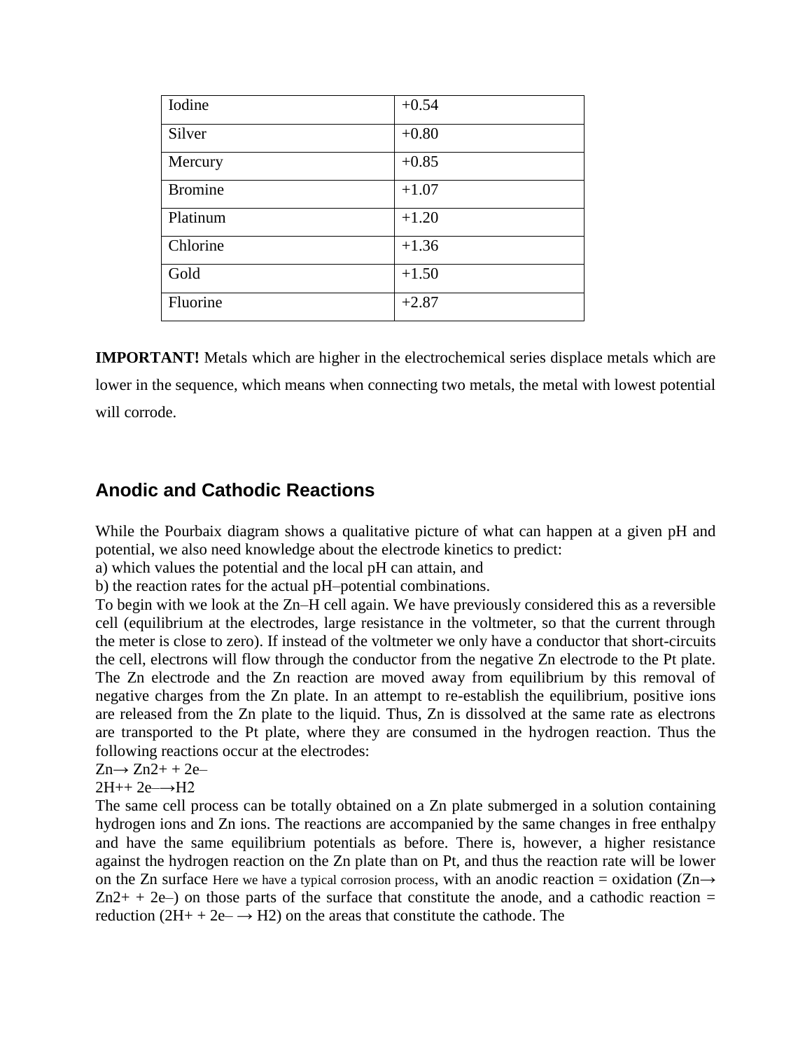| Iodine | +0.54 |
| --- | --- |
| Silver | +0.80 |
| Mercury | +0.85 |
| Bromine | +1.07 |
| Platinum | +1.20 |
| Chlorine | +1.36 |
| Gold | +1.50 |
| Fluorine | +2.87 |

**IMPORTANT!** Metals which are higher in the electrochemical series displace metals which are lower in the sequence, which means when connecting two metals, the metal with lowest potential will corrode.

## Anodic and Cathodic Reactions

While the Pourbaix diagram shows a qualitative picture of what can happen at a given pH and potential, we also need knowledge about the electrode kinetics to predict:

a) which values the potential and the local pH can attain, and

b) the reaction rates for the actual pH–potential combinations.

To begin with we look at the Zn–H cell again. We have previously considered this as a reversible cell (equilibrium at the electrodes, large resistance in the voltmeter, so that the current through the meter is close to zero). If instead of the voltmeter we only have a conductor that short-circuits the cell, electrons will flow through the conductor from the negative Zn electrode to the Pt plate. The Zn electrode and the Zn reaction are moved away from equilibrium by this removal of negative charges from the Zn plate. In an attempt to re-establish the equilibrium, positive ions are released from the Zn plate to the liquid. Thus, Zn is dissolved at the same rate as electrons are transported to the Pt plate, where they are consumed in the hydrogen reaction. Thus the following reactions occur at the electrodes:

$Zn \rightarrow Zn^{2+} + 2e^-$

$2H^+ + 2e^- \rightarrow H_2$

The same cell process can be totally obtained on a Zn plate submerged in a solution containing hydrogen ions and Zn ions. The reactions are accompanied by the same changes in free enthalpy and have the same equilibrium potentials as before. There is, however, a higher resistance against the hydrogen reaction on the Zn plate than on Pt, and thus the reaction rate will be lower on the Zn surface Here we have a typical corrosion process, with an anodic reaction = oxidation ($Zn \rightarrow Zn^{2+} + 2e^-$) on those parts of the surface that constitute the anode, and a cathodic reaction = reduction ($2H^+ + 2e^- \rightarrow H_2$) on the areas that constitute the cathode. The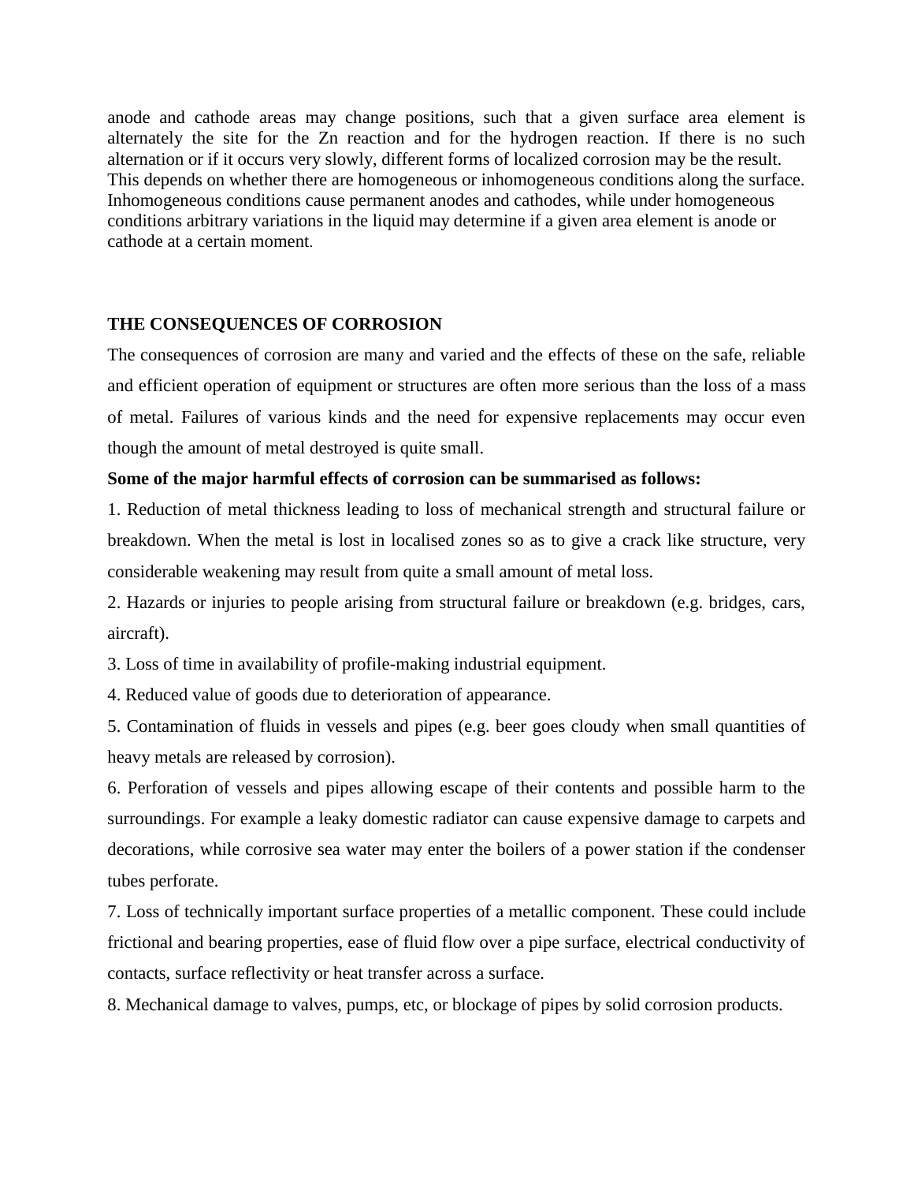anode and cathode areas may change positions, such that a given surface area element is alternately the site for the Zn reaction and for the hydrogen reaction. If there is no such alternation or if it occurs very slowly, different forms of localized corrosion may be the result. This depends on whether there are homogeneous or inhomogeneous conditions along the surface. Inhomogeneous conditions cause permanent anodes and cathodes, while under homogeneous conditions arbitrary variations in the liquid may determine if a given area element is anode or cathode at a certain moment.

## THE CONSEQUENCES OF CORROSION

The consequences of corrosion are many and varied and the effects of these on the safe, reliable and efficient operation of equipment or structures are often more serious than the loss of a mass of metal. Failures of various kinds and the need for expensive replacements may occur even though the amount of metal destroyed is quite small.

**Some of the major harmful effects of corrosion can be summarised as follows:**

1. Reduction of metal thickness leading to loss of mechanical strength and structural failure or breakdown. When the metal is lost in localised zones so as to give a crack like structure, very considerable weakening may result from quite a small amount of metal loss.
2. Hazards or injuries to people arising from structural failure or breakdown (e.g. bridges, cars, aircraft).
3. Loss of time in availability of profile-making industrial equipment.
4. Reduced value of goods due to deterioration of appearance.
5. Contamination of fluids in vessels and pipes (e.g. beer goes cloudy when small quantities of heavy metals are released by corrosion).
6. Perforation of vessels and pipes allowing escape of their contents and possible harm to the surroundings. For example a leaky domestic radiator can cause expensive damage to carpets and decorations, while corrosive sea water may enter the boilers of a power station if the condenser tubes perforate.
7. Loss of technically important surface properties of a metallic component. These could include frictional and bearing properties, ease of fluid flow over a pipe surface, electrical conductivity of contacts, surface reflectivity or heat transfer across a surface.
8. Mechanical damage to valves, pumps, etc, or blockage of pipes by solid corrosion products.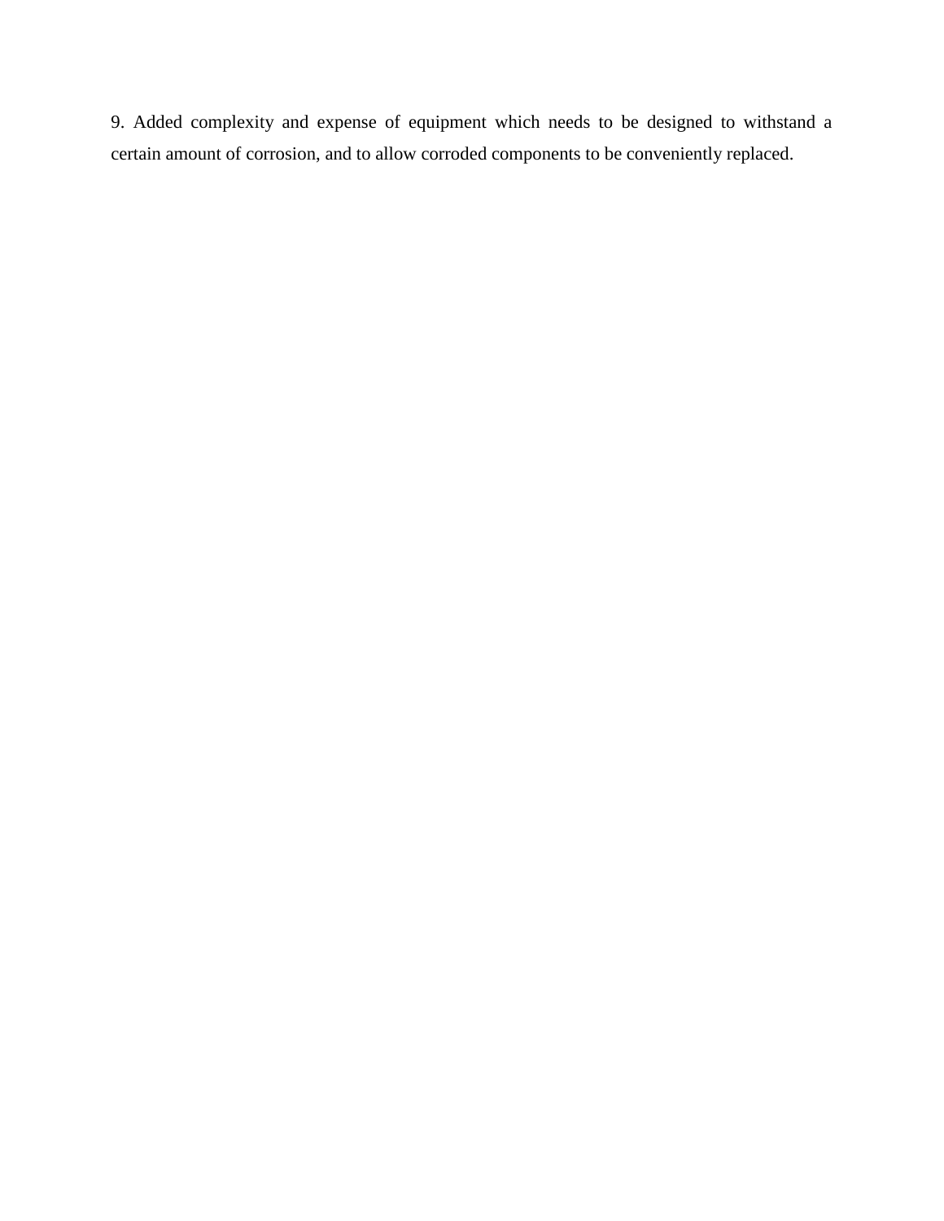9. Added complexity and expense of equipment which needs to be designed to withstand a certain amount of corrosion, and to allow corroded components to be conveniently replaced.